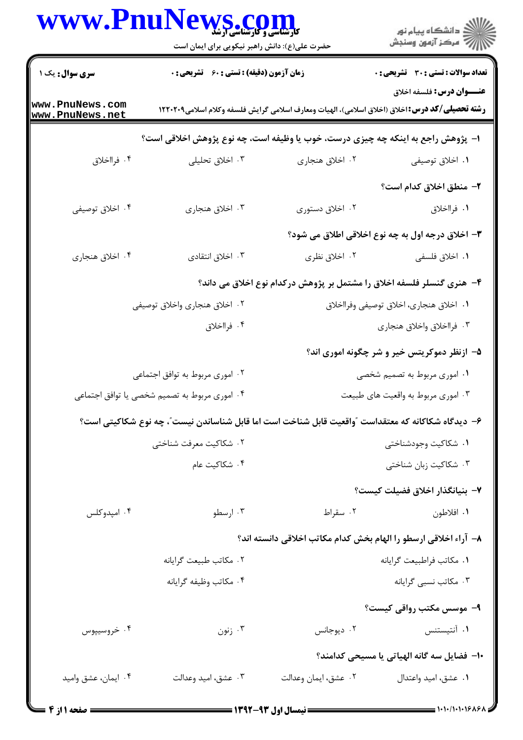**سری سوال:** یک ۱ | **زمان آزمون (دقیقه) : تستی : ۶۰ تشریحی : ۰** | **تعداد سوالات : تستی : ۳۰ تشریحی : ۰**

**عنـــوان درس:** فلسفه اخلاق

**رشته تحصیلی/کد درس:** اخلاق (اخلاق اسلامی)، الهیات ومعارف اسلامی گرایش فلسفه وکلام اسلامی۱۲۲۰۲۰۹

**۱- پژوهش راجع به اینکه چه چیزی درست، خوب یا وظیفه است، چه نوع پژوهش اخلاقی است؟**

۱. اخلاق توصیفی
۲. اخلاق هنجاری
۳. اخلاق تحلیلی
۴. فرااخلاق

**۲- منطق اخلاق کدام است؟**

۱. فرااخلاق
۲. اخلاق دستوری
۳. اخلاق هنجاری
۴. اخلاق توصیفی

**۳- اخلاق درجه اول به چه نوع اخلاقی اطلاق می شود؟**

۱. اخلاق فلسفی
۲. اخلاق نظری
۳. اخلاق انتقادی
۴. اخلاق هنجاری

**۴- هنری گنسلر فلسفه اخلاق را مشتمل بر پژوهش درکدام نوع اخلاق می داند؟**

۱. اخلاق هنجاری، اخلاق توصیفی وفرااخلاق
۲. اخلاق هنجاری واخلاق توصیفی
۳. فرااخلاق واخلاق هنجاری
۴. فرااخلاق

**۵- ازنظر دموکریتس خیر و شر چگونه اموری اند؟**

۱. اموری مربوط به تصمیم شخصی
۲. اموری مربوط به توافق اجتماعی
۳. اموری مربوط به واقعیت های طبیعت
۴. اموری مربوط به تصمیم شخصی یا توافق اجتماعی

**۶- دیدگاه شکاکانه که معتقداست "واقعیت قابل شناخت است اما قابل شناساندن نیست"، چه نوع شکاکیتی است؟**

۱. شکاکیت وجودشناختی
۲. شکاکیت معرفت شناختی
۳. شکاکیت زبان شناختی
۴. شکاکیت عام

**۷- بنیانگذار اخلاق فضیلت کیست؟**

۱. افلاطون
۲. سقراط
۳. ارسطو
۴. امپدوکلس

**۸- آراء اخلاقی ارسطو را الهام بخش کدام مکاتب اخلاقی دانسته اند؟**

۱. مکاتب فراطبیعت گرایانه
۲. مکاتب طبیعت گرایانه
۳. مکاتب نسبی گرایانه
۴. مکاتب وظیفه گرایانه

**۹- موسس مکتب رواقی کیست؟**

۱. آنتیستنس
۲. دیوجانس
۳. زنون
۴. خروسیپوس

**۱۰- فضایل سه گانه الهیاتی یا مسیحی کدامند؟**

۱. عشق، امید واعتدال
۲. عشق، ایمان وعدالت
۳. عشق، امید وعدالت
۴. ایمان، عشق وامید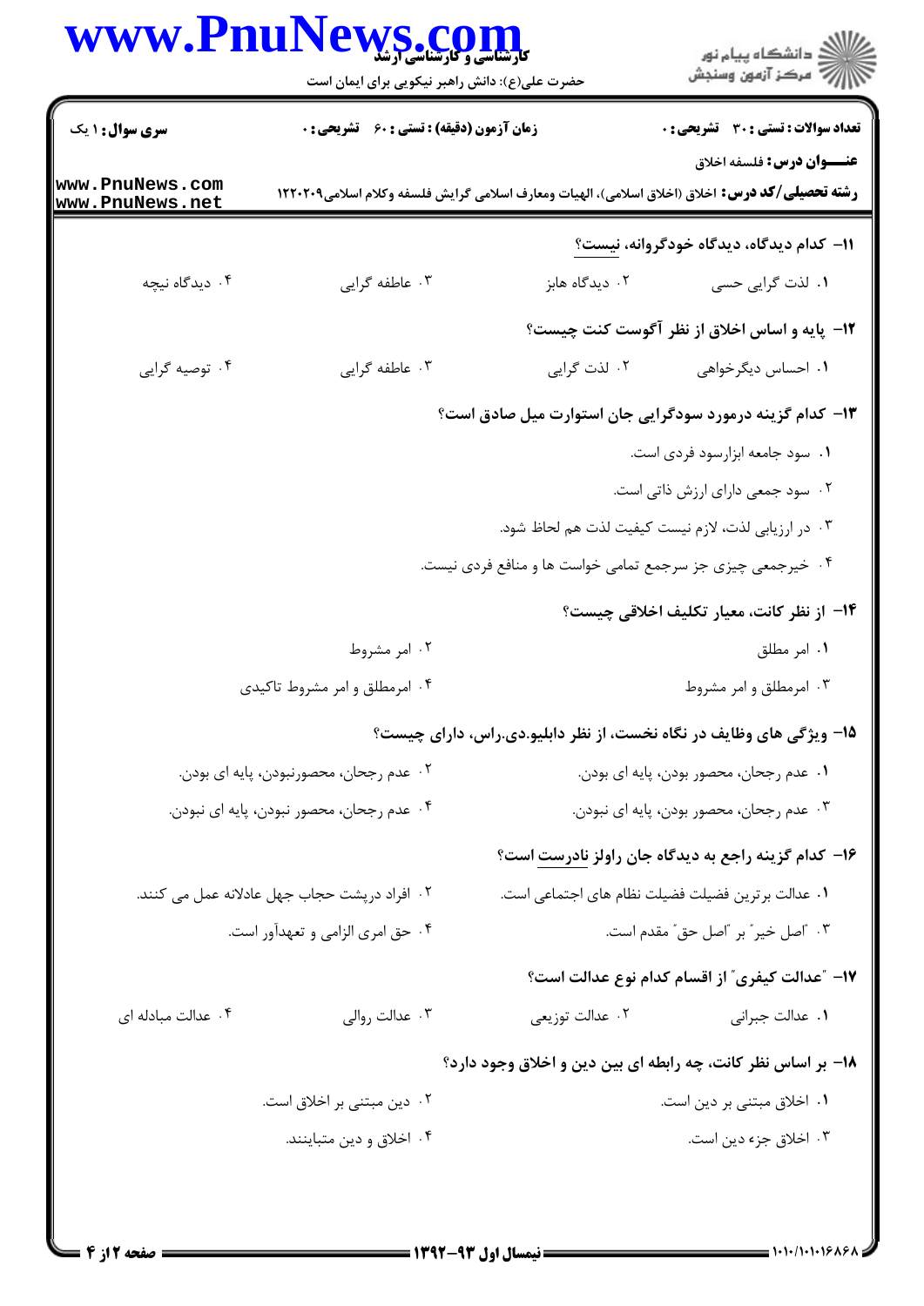**۱۱- کدام دیدگاه، دیدگاه خودگروانه، نیست؟**

۱. لذت گرایی حسی
۲. دیدگاه هابز
۳. عاطفه گرایی
۴. دیدگاه نیچه

**۱۲- پایه و اساس اخلاق از نظر آگوست کنت چیست؟**

۱. احساس دیگرخواهی
۲. لذت گرایی
۳. عاطفه گرایی
۴. توصیه گرایی

**۱۳- کدام گزینه درمورد سودگرایی جان استوارت میل صادق است؟**

۱. سود جامعه ابزارسود فردی است.
۲. سود جمعی دارای ارزش ذاتی است.
۳. در ارزیابی لذت، لازم نیست کیفیت لذت هم لحاظ شود.
۴. خیرجمعی چیزی جز سرجمع تمامی خواست ها و منافع فردی نیست.

**۱۴- از نظر کانت، معیار تکلیف اخلاقی چیست؟**

۱. امر مطلق
۲. امر مشروط
۳. امرمطلق و امر مشروط
۴. امرمطلق و امر مشروط تاکیدی

**۱۵- ویژگی های وظایف در نگاه نخست، از نظر دابلیو.دی.راس، دارای چیست؟**

۱. عدم رجحان، محصور بودن، پایه ای بودن.
۲. عدم رجحان، محصورنبودن، پایه ای بودن.
۳. عدم رجحان، محصور بودن، پایه ای نبودن.
۴. عدم رجحان، محصور نبودن، پایه ای نبودن.

**۱۶- کدام گزینه راجع به دیدگاه جان راولز نادرست است؟**

۱. عدالت برترین فضیلت فضیلت نظام های اجتماعی است.
۲. افراد درپشت حجاب جهل عادلانه عمل می کنند.
۳. "اصل خیر" بر "اصل حق" مقدم است.
۴. حق امری الزامی و تعهدآور است.

**۱۷- "عدالت کیفری" از اقسام کدام نوع عدالت است؟**

۱. عدالت جبرانی
۲. عدالت توزیعی
۳. عدالت روالی
۴. عدالت مبادله ای

**۱۸- بر اساس نظر کانت، چه رابطه ای بین دین و اخلاق وجود دارد؟**

۱. اخلاق مبتنی بر دین است.
۲. دین مبتنی بر اخلاق است.
۳. اخلاق جزء دین است.
۴. اخلاق و دین متباینند.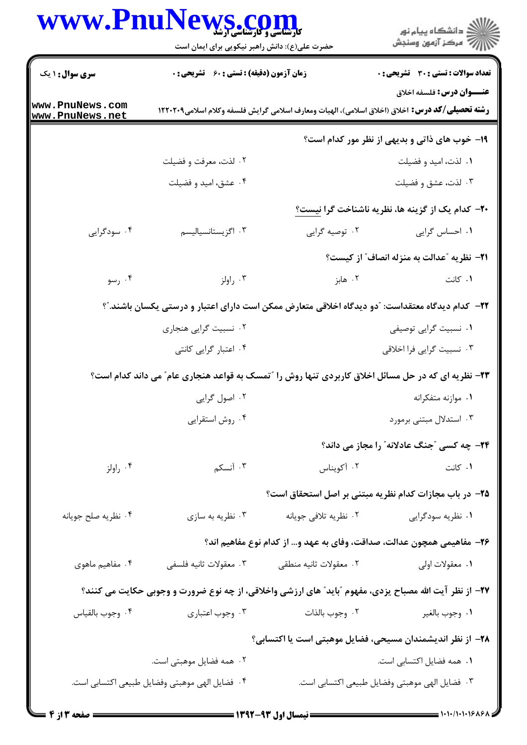۱۹- خوب های ذاتی و بدیهی از نظر مور کدام است؟

۱. لذت، امید و فضیلت
۲. لذت، معرفت و فضیلت
۳. لذت، عشق و فضیلت
۴. عشق، امید و فضیلت

۲۰- کدام یک از گزینه ها، نظریه ناشناخت گرا نیست؟

۱. احساس گرایی
۲. توصیه گرایی
۳. اگزیستانسیالیسم
۴. سودگرایی

۲۱- نظریه "عدالت به منزله انصاف" از کیست؟

۱. کانت
۲. هابز
۳. راولز
۴. رسو

۲۲- کدام دیدگاه معتقداست: "دو دیدگاه اخلاقی متعارض ممکن است دارای اعتبار و درستی یکسان باشند."؟

۱. نسبیت گرایی توصیفی
۲. نسبیت گرایی هنجاری
۳. نسبیت گرایی فرا اخلاقی
۴. اعتبار گرایی کانتی

۲۳- نظریه ای که در حل مسائل اخلاق کاربردی تنها روش را "تمسک به قواعد هنجاری عام" می داند کدام است؟

۱. موازنه متفکرانه
۲. اصول گرایی
۳. استدلال مبتنی برمورد
۴. روش استقرایی

۲۴- چه کسی "جنگ عادلانه" را مجاز می داند؟

۱. کانت
۲. آکویناس
۳. آنسکم
۴. راولز

۲۵- در باب مجازات کدام نظریه مبتنی بر اصل استحقاق است؟

۱. نظریه سودگرایی
۲. نظریه تلافی جویانه
۳. نظریه به سازی
۴. نظریه صلح جویانه

۲۶- مفاهیمی همچون عدالت، صداقت، وفای به عهد و... از کدام نوع مفاهیم اند؟

۱. معقولات اولی
۲. معقولات ثانیه منطقی
۳. معقولات ثانیه فلسفی
۴. مفاهیم ماهوی

۲۷- از نظر آیت الله مصباح یزدی، مفهوم "باید" های ارزشی واخلاقی، از چه نوع ضرورت و وجوبی حکایت می کنند؟

۱. وجوب بالغیر
۲. وجوب بالذات
۳. وجوب اعتباری
۴. وجوب بالقیاس

۲۸- از نظر اندیشمندان مسیحی، فضایل موهبتی است یا اکتسابی؟

۱. همه فضایل اکتسابی است.
۲. همه فضایل موهبتی است.
۳. فضایل الهی موهبتی وفضایل طبیعی اکتسابی است.
۴. فضایل الهی موهبتی وفضایل طبیعی اکتسابی است.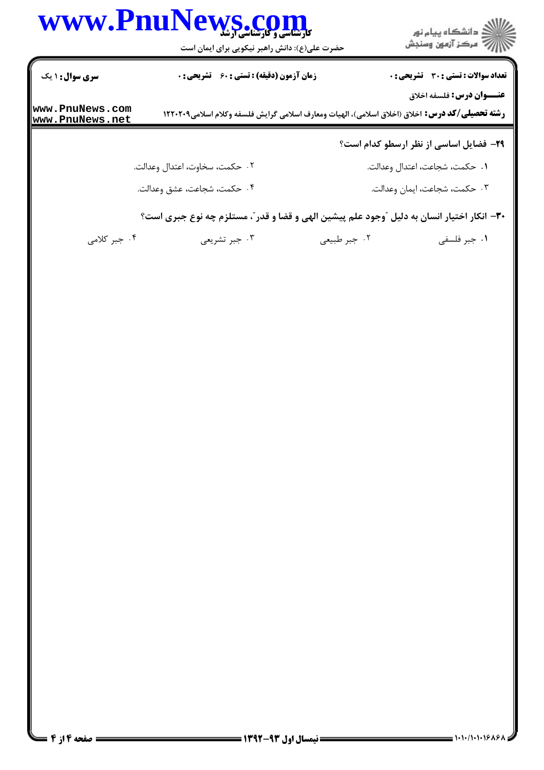**۲۹- فضایل اساسی از نظر ارسطو کدام است؟**

۱. حکمت، شجاعت، اعتدال وعدالت.

۲. حکمت، سخاوت، اعتدال وعدالت.

۳. حکمت، شجاعت، ایمان وعدالت.

۴. حکمت، شجاعت، عشق وعدالت.

**۳۰- انکار اختیار انسان به دلیل "وجود علم پیشین الهی و قضا و قدر"، مستلزم چه نوع جبری است؟**

۱. جبر فلسفی

۲. جبر طبیعی

۳. جبر تشریعی

۴. جبر کلامی